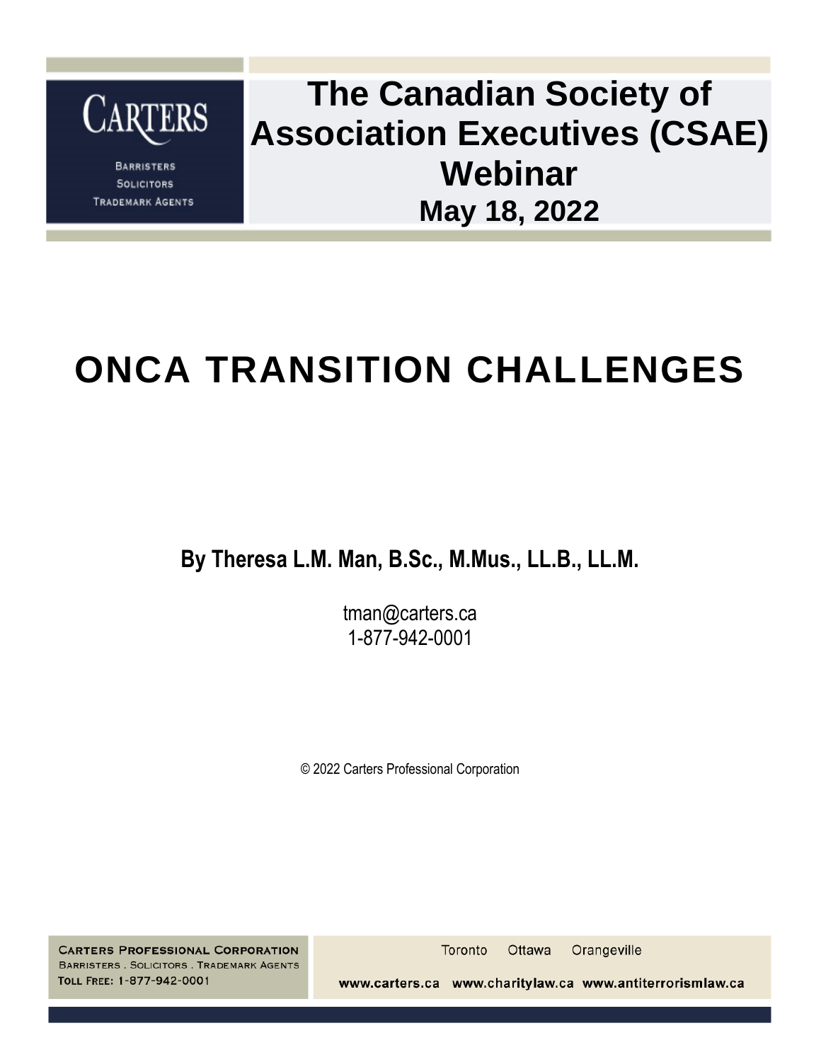CARTERS

BARRISTERS
SOLICITORS
TRADEMARK AGENTS

# The Canadian Society of Association Executives (CSAE) Webinar

**May 18, 2022**

# ONCA TRANSITION CHALLENGES

**By Theresa L.M. Man, B.Sc., M.Mus., LL.B., LL.M.**

tman@carters.ca
1-877-942-0001

© 2022 Carters Professional Corporation

**CARTERS PROFESSIONAL CORPORATION**
BARRISTERS . SOLICITORS . TRADEMARK AGENTS
TOLL FREE: 1-877-942-0001

Toronto Ottawa Orangeville

www.carters.ca www.charitylaw.ca www.antiterrorismlaw.ca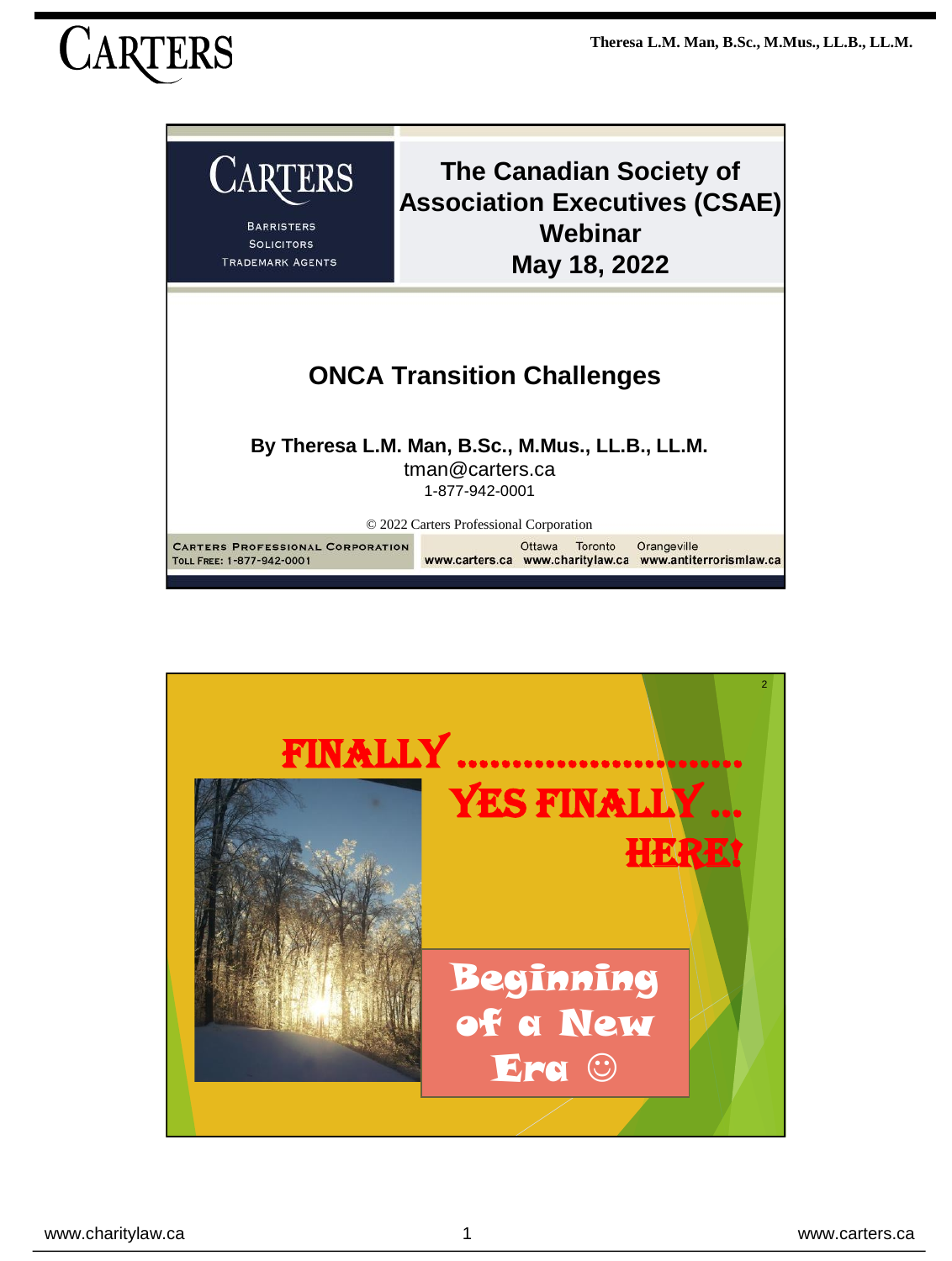CARTERS

BARRISTERS
SOLICITORS
TRADEMARK AGENTS

# The Canadian Society of Association Executives (CSAE) Webinar
# May 18, 2022

## ONCA Transition Challenges

**By Theresa L.M. Man, B.Sc., M.Mus., LL.B., LL.M.**
tman@carters.ca
1-877-942-0001

© 2022 Carters Professional Corporation

CARTERS PROFESSIONAL CORPORATION
TOLL FREE: 1-877-942-0001

Ottawa Toronto Orangeville
www.carters.ca www.charitylaw.ca www.antiterrorismlaw.ca

---

FINALLY ........................
YES FINALLY ...
HERE!

Beginning of a New Era ☺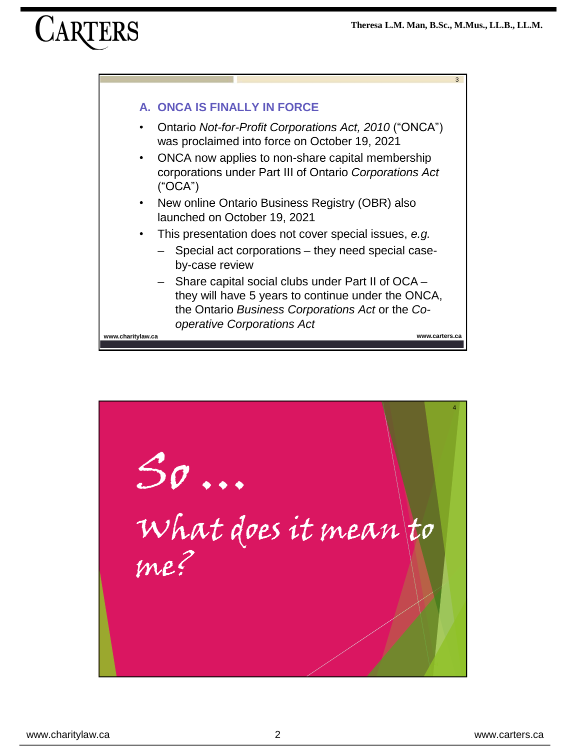## A. ONCA IS FINALLY IN FORCE

- Ontario *Not-for-Profit Corporations Act, 2010* ("ONCA") was proclaimed into force on October 19, 2021
- ONCA now applies to non-share capital membership corporations under Part III of Ontario *Corporations Act* ("OCA")
- New online Ontario Business Registry (OBR) also launched on October 19, 2021
- This presentation does not cover special issues, *e.g.*
  - Special act corporations – they need special case-by-case review
  - Share capital social clubs under Part II of OCA – they will have 5 years to continue under the ONCA, the Ontario *Business Corporations Act* or the *Co-operative Corporations Act*

So …

What does it mean to me?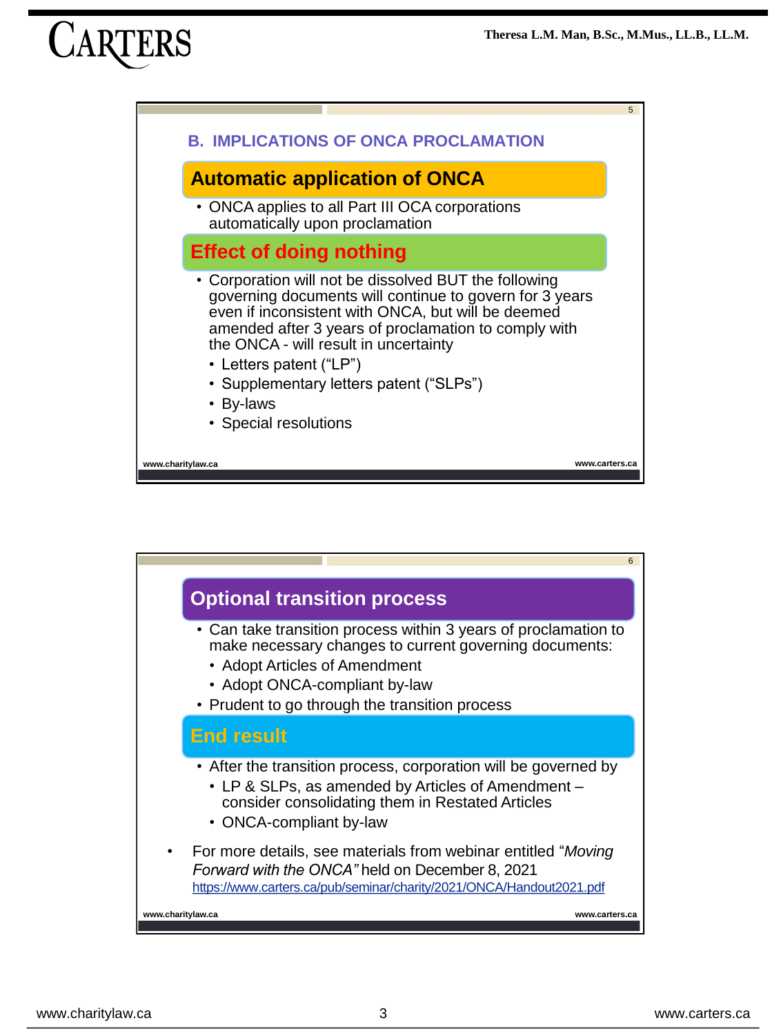## B. IMPLICATIONS OF ONCA PROCLAMATION

### Automatic application of ONCA

- ONCA applies to all Part III OCA corporations automatically upon proclamation

### Effect of doing nothing

- Corporation will not be dissolved BUT the following governing documents will continue to govern for 3 years even if inconsistent with ONCA, but will be deemed amended after 3 years of proclamation to comply with the ONCA - will result in uncertainty
  - Letters patent (“LP”)
  - Supplementary letters patent (“SLPs”)
  - By-laws
  - Special resolutions

### Optional transition process

- Can take transition process within 3 years of proclamation to make necessary changes to current governing documents:
  - Adopt Articles of Amendment
  - Adopt ONCA-compliant by-law
- Prudent to go through the transition process

### End result

- After the transition process, corporation will be governed by
  - LP & SLPs, as amended by Articles of Amendment – consider consolidating them in Restated Articles
  - ONCA-compliant by-law

- For more details, see materials from webinar entitled “*Moving Forward with the ONCA”* held on December 8, 2021 https://www.carters.ca/pub/seminar/charity/2021/ONCA/Handout2021.pdf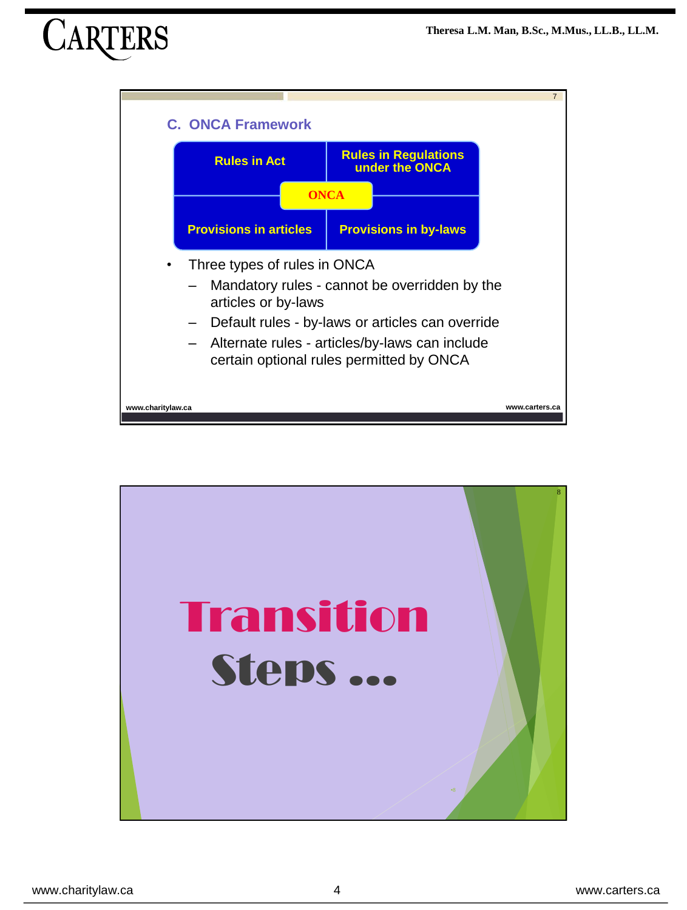## C. ONCA Framework

| Rules in Act | Rules in Regulations under the ONCA |
|---|---|
| **ONCA** | |
| Provisions in articles | Provisions in by-laws |

- Three types of rules in ONCA
  - Mandatory rules - cannot be overridden by the articles or by-laws
  - Default rules - by-laws or articles can override
  - Alternate rules - articles/by-laws can include certain optional rules permitted by ONCA

# Transition Steps ...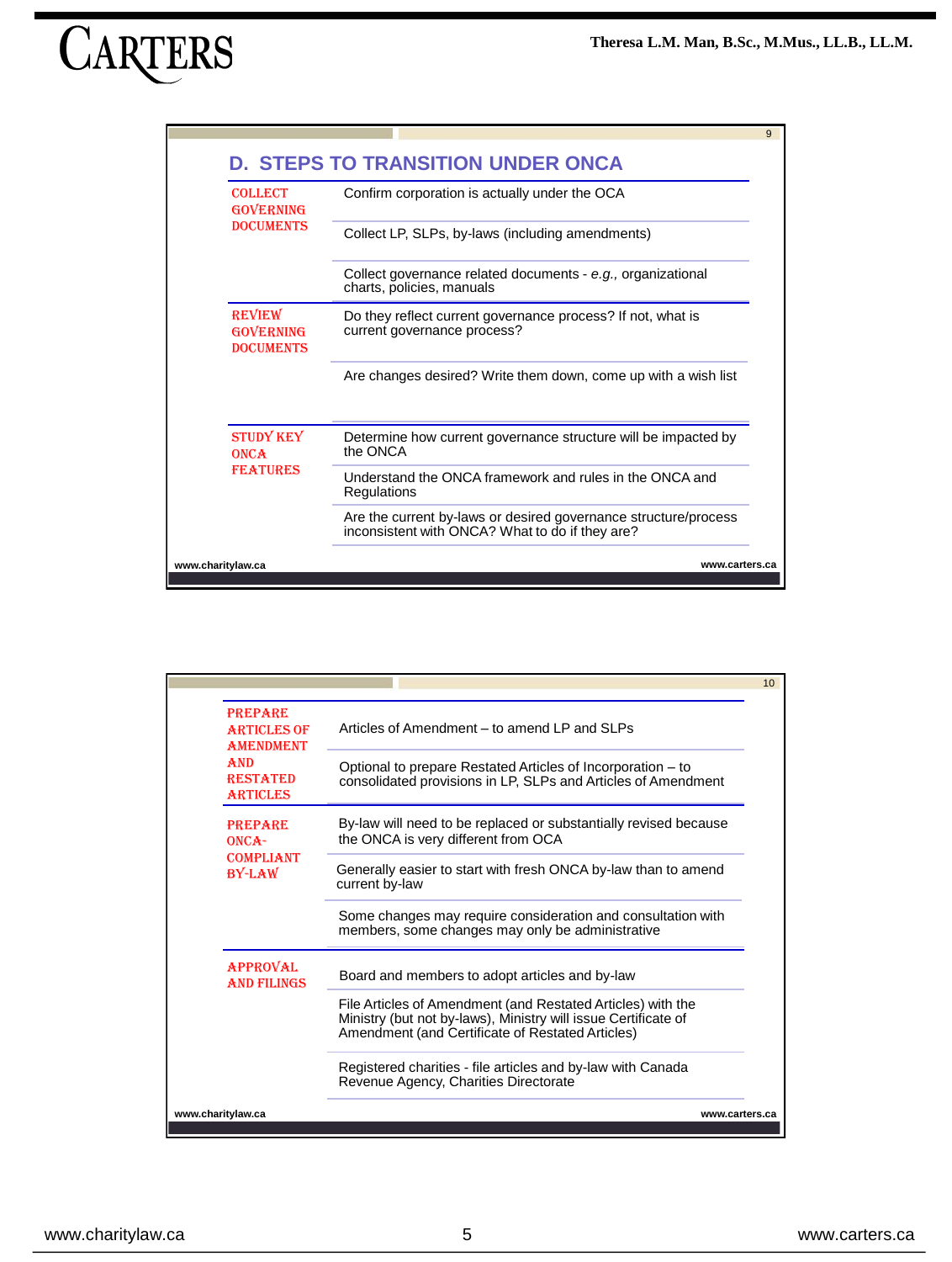## D. STEPS TO TRANSITION UNDER ONCA

| | |
|---|---|
| **COLLECT GOVERNING DOCUMENTS** | Confirm corporation is actually under the OCA |
| | Collect LP, SLPs, by-laws (including amendments) |
| | Collect governance related documents - *e.g.,* organizational charts, policies, manuals |
| **REVIEW GOVERNING DOCUMENTS** | Do they reflect current governance process? If not, what is current governance process? |
| | Are changes desired? Write them down, come up with a wish list |
| **STUDY KEY ONCA FEATURES** | Determine how current governance structure will be impacted by the ONCA |
| | Understand the ONCA framework and rules in the ONCA and Regulations |
| | Are the current by-laws or desired governance structure/process inconsistent with ONCA? What to do if they are? |

| | |
|---|---|
| **PREPARE ARTICLES OF AMENDMENT AND RESTATED ARTICLES** | Articles of Amendment – to amend LP and SLPs |
| | Optional to prepare Restated Articles of Incorporation – to consolidated provisions in LP, SLPs and Articles of Amendment |
| **PREPARE ONCA-COMPLIANT BY-LAW** | By-law will need to be replaced or substantially revised because the ONCA is very different from OCA |
| | Generally easier to start with fresh ONCA by-law than to amend current by-law |
| | Some changes may require consideration and consultation with members, some changes may only be administrative |
| **APPROVAL AND FILINGS** | Board and members to adopt articles and by-law |
| | File Articles of Amendment (and Restated Articles) with the Ministry (but not by-laws), Ministry will issue Certificate of Amendment (and Certificate of Restated Articles) |
| | Registered charities - file articles and by-law with Canada Revenue Agency, Charities Directorate |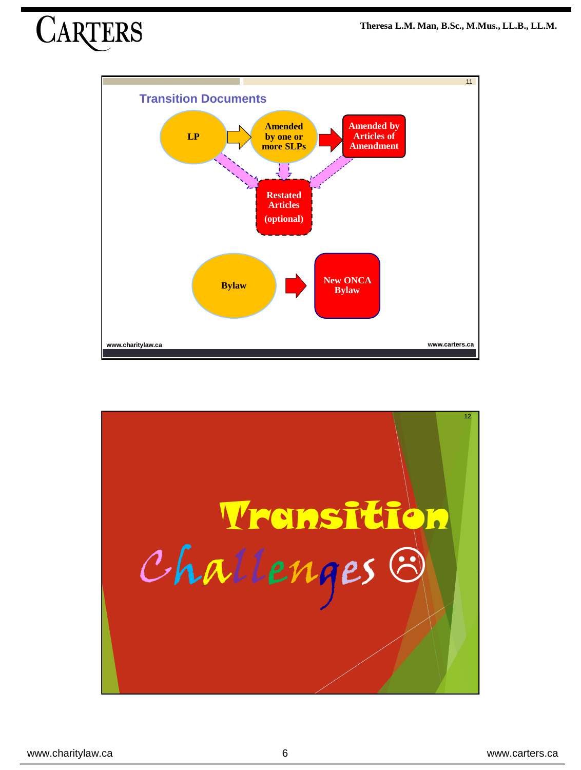## Transition Documents

LP → Amended by one or more SLPs → Amended by Articles of Amendment

Restated Articles (optional)

Bylaw → New ONCA Bylaw

---

# Transition Challenges ☹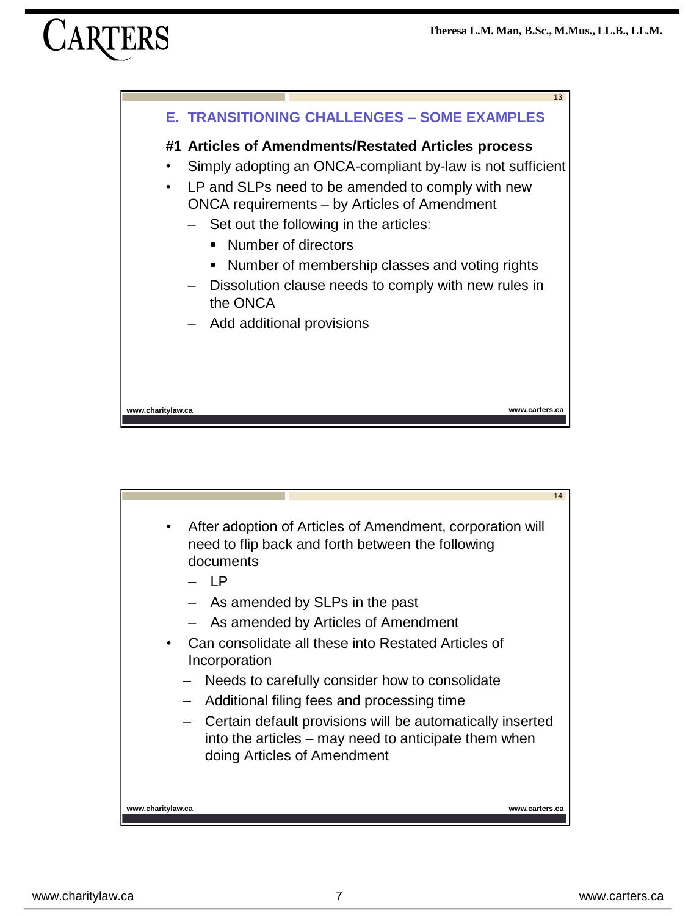## E. TRANSITIONING CHALLENGES – SOME EXAMPLES

### #1 Articles of Amendments/Restated Articles process

- Simply adopting an ONCA-compliant by-law is not sufficient
- LP and SLPs need to be amended to comply with new ONCA requirements – by Articles of Amendment
  - Set out the following in the articles:
    - Number of directors
    - Number of membership classes and voting rights
  - Dissolution clause needs to comply with new rules in the ONCA
  - Add additional provisions

- After adoption of Articles of Amendment, corporation will need to flip back and forth between the following documents
  - LP
  - As amended by SLPs in the past
  - As amended by Articles of Amendment
- Can consolidate all these into Restated Articles of Incorporation
  - Needs to carefully consider how to consolidate
  - Additional filing fees and processing time
  - Certain default provisions will be automatically inserted into the articles – may need to anticipate them when doing Articles of Amendment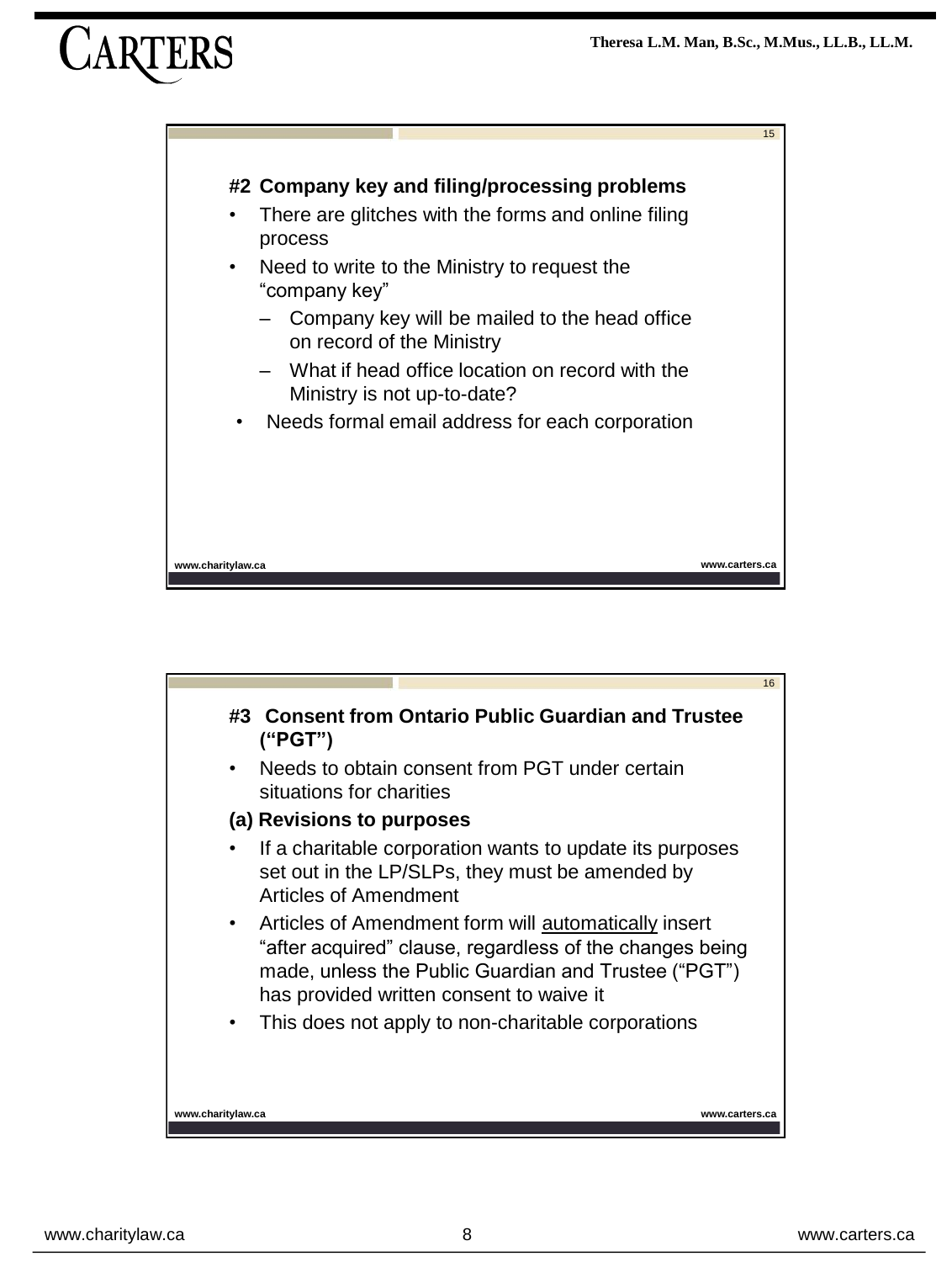### #2 Company key and filing/processing problems

- There are glitches with the forms and online filing process
- Need to write to the Ministry to request the "company key"
  - Company key will be mailed to the head office on record of the Ministry
  - What if head office location on record with the Ministry is not up-to-date?
- Needs formal email address for each corporation

### #3 Consent from Ontario Public Guardian and Trustee ("PGT")

- Needs to obtain consent from PGT under certain situations for charities

**(a) Revisions to purposes**

- If a charitable corporation wants to update its purposes set out in the LP/SLPs, they must be amended by Articles of Amendment
- Articles of Amendment form will automatically insert "after acquired" clause, regardless of the changes being made, unless the Public Guardian and Trustee ("PGT") has provided written consent to waive it
- This does not apply to non-charitable corporations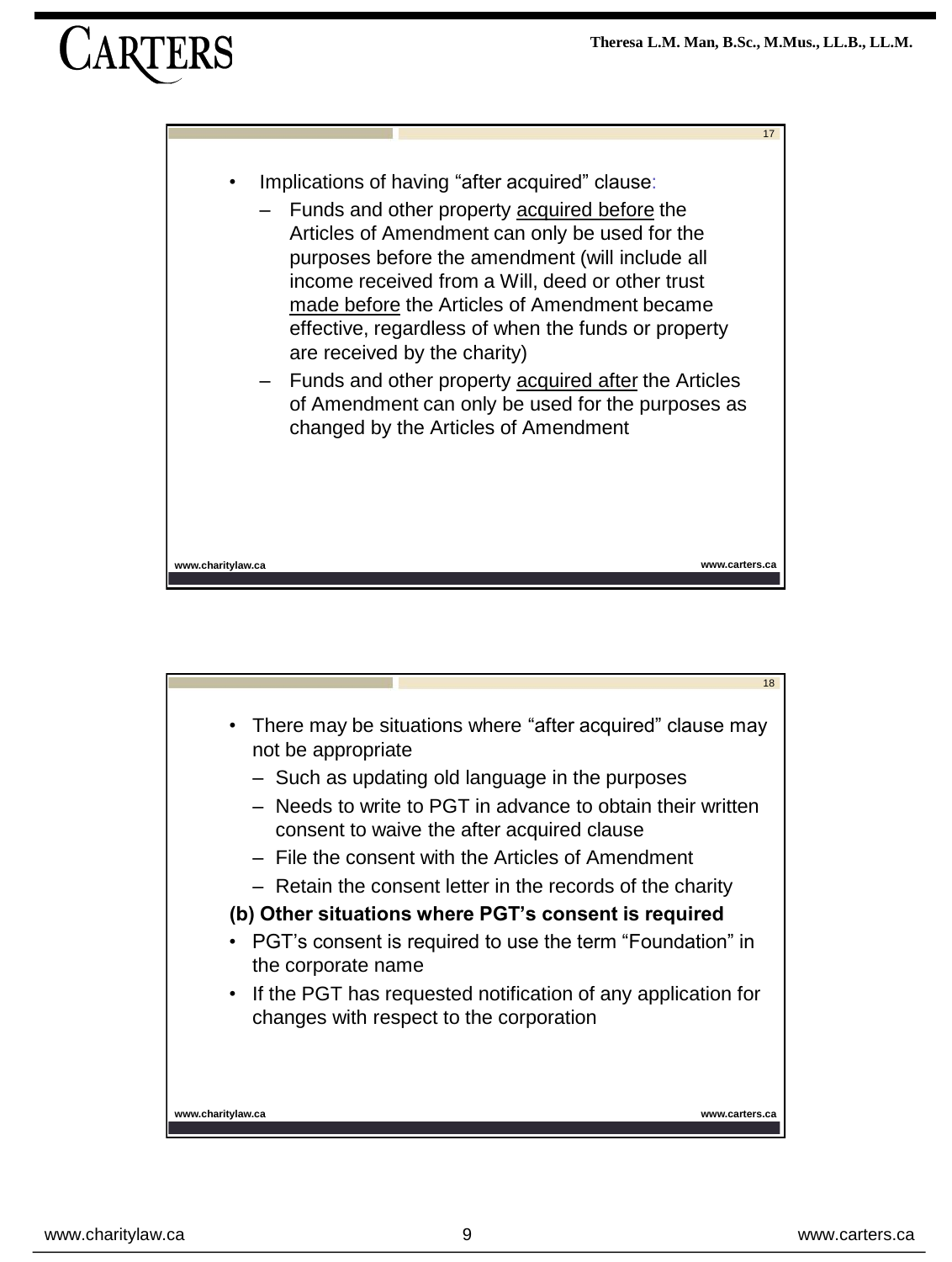- Implications of having "after acquired" clause:
  - Funds and other property acquired before the Articles of Amendment can only be used for the purposes before the amendment (will include all income received from a Will, deed or other trust made before the Articles of Amendment became effective, regardless of when the funds or property are received by the charity)
  - Funds and other property acquired after the Articles of Amendment can only be used for the purposes as changed by the Articles of Amendment

- There may be situations where "after acquired" clause may not be appropriate
  - Such as updating old language in the purposes
  - Needs to write to PGT in advance to obtain their written consent to waive the after acquired clause
  - File the consent with the Articles of Amendment
  - Retain the consent letter in the records of the charity

**(b) Other situations where PGT's consent is required**

- PGT's consent is required to use the term "Foundation" in the corporate name
- If the PGT has requested notification of any application for changes with respect to the corporation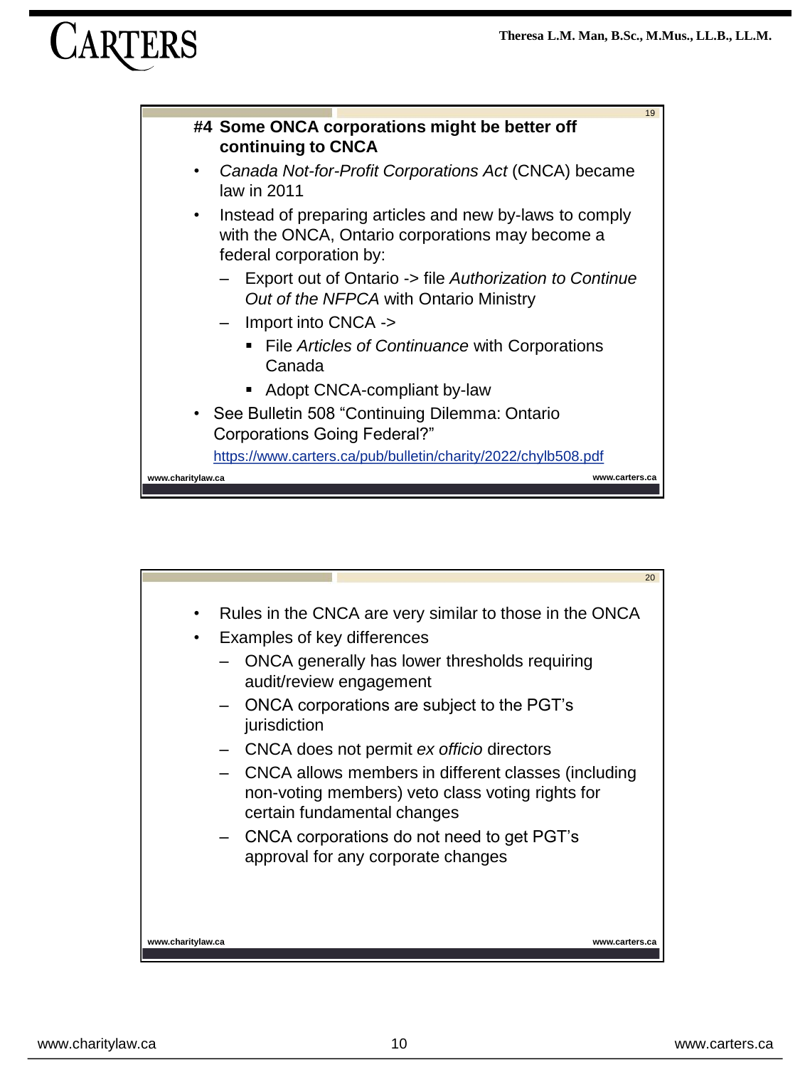### #4 Some ONCA corporations might be better off continuing to CNCA

- *Canada Not-for-Profit Corporations Act* (CNCA) became law in 2011
- Instead of preparing articles and new by-laws to comply with the ONCA, Ontario corporations may become a federal corporation by:
  - Export out of Ontario -> file *Authorization to Continue Out of the NFPCA* with Ontario Ministry
  - Import into CNCA ->
    - File *Articles of Continuance* with Corporations Canada
    - Adopt CNCA-compliant by-law
- See Bulletin 508 “Continuing Dilemma: Ontario Corporations Going Federal?”

  https://www.carters.ca/pub/bulletin/charity/2022/chylb508.pdf

---

- Rules in the CNCA are very similar to those in the ONCA
- Examples of key differences
  - ONCA generally has lower thresholds requiring audit/review engagement
  - ONCA corporations are subject to the PGT’s jurisdiction
  - CNCA does not permit *ex officio* directors
  - CNCA allows members in different classes (including non-voting members) veto class voting rights for certain fundamental changes
  - CNCA corporations do not need to get PGT’s approval for any corporate changes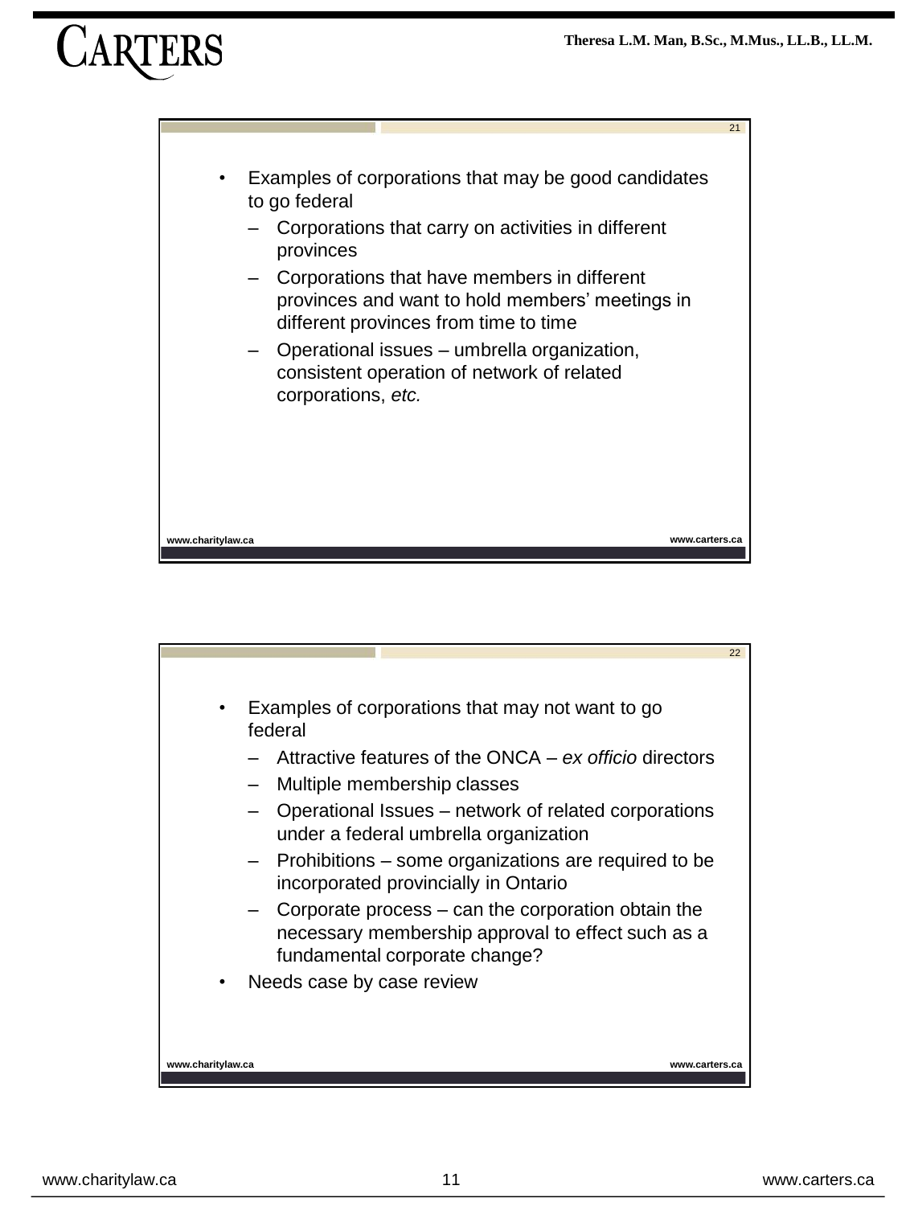- Examples of corporations that may be good candidates to go federal
  - Corporations that carry on activities in different provinces
  - Corporations that have members in different provinces and want to hold members' meetings in different provinces from time to time
  - Operational issues – umbrella organization, consistent operation of network of related corporations, *etc.*

- Examples of corporations that may not want to go federal
  - Attractive features of the ONCA – *ex officio* directors
  - Multiple membership classes
  - Operational Issues – network of related corporations under a federal umbrella organization
  - Prohibitions – some organizations are required to be incorporated provincially in Ontario
  - Corporate process – can the corporation obtain the necessary membership approval to effect such as a fundamental corporate change?
- Needs case by case review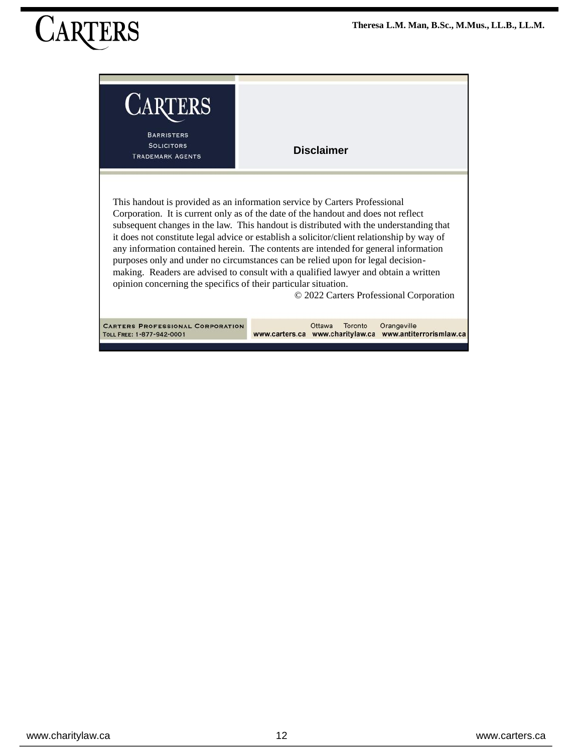CARTERS

BARRISTERS
SOLICITORS
TRADEMARK AGENTS

## Disclaimer

This handout is provided as an information service by Carters Professional Corporation. It is current only as of the date of the handout and does not reflect subsequent changes in the law. This handout is distributed with the understanding that it does not constitute legal advice or establish a solicitor/client relationship by way of any information contained herein. The contents are intended for general information purposes only and under no circumstances can be relied upon for legal decision-making. Readers are advised to consult with a qualified lawyer and obtain a written opinion concerning the specifics of their particular situation.

© 2022 Carters Professional Corporation

CARTERS PROFESSIONAL CORPORATION
TOLL FREE: 1-877-942-0001

Ottawa Toronto Orangeville
www.carters.ca www.charitylaw.ca www.antiterrorismlaw.ca